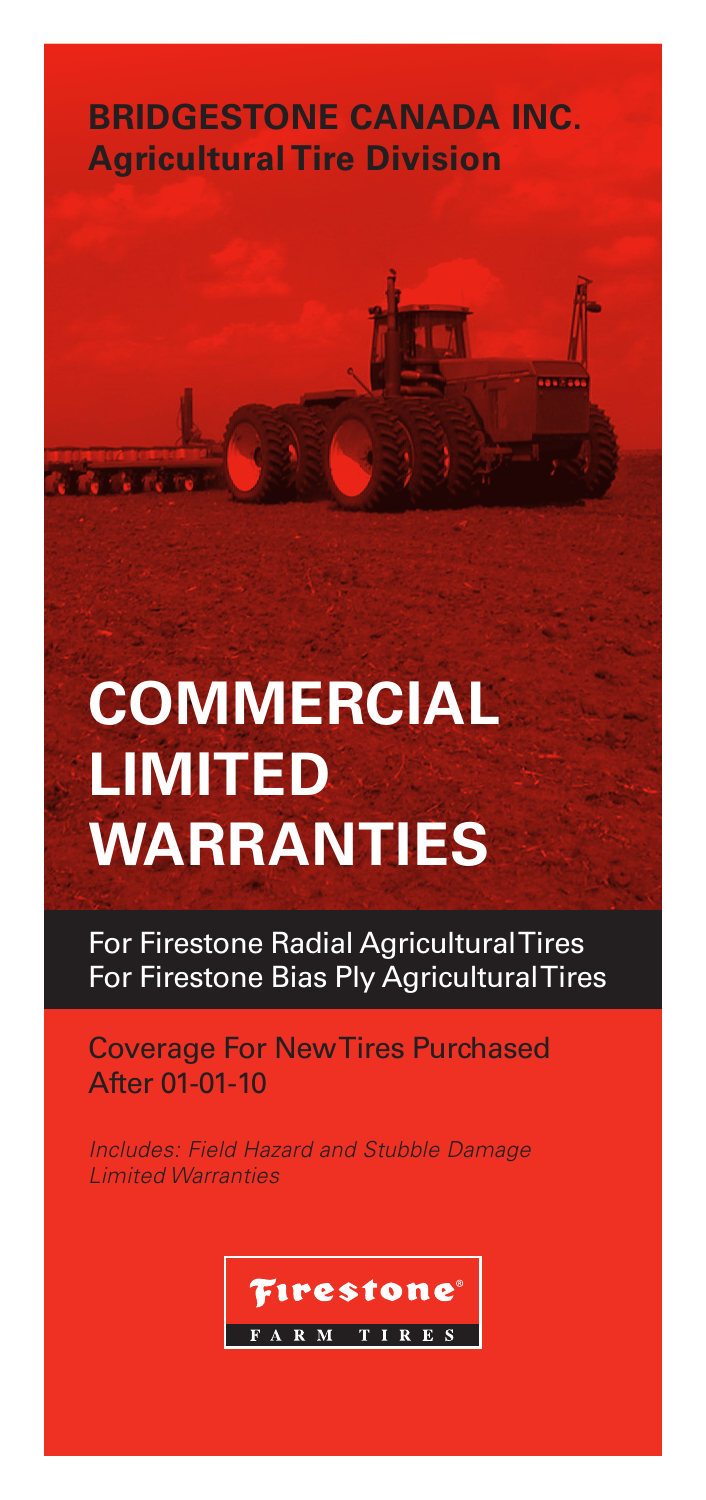**BRIDGESTONE CANADA INC.**
**Agricultural Tire Division**

# COMMERCIAL LIMITED WARRANTIES

For Firestone Radial Agricultural Tires
For Firestone Bias Ply Agricultural Tires

Coverage For New Tires Purchased After 01-01-10

*Includes: Field Hazard and Stubble Damage Limited Warranties*

Firestone®
FARM TIRES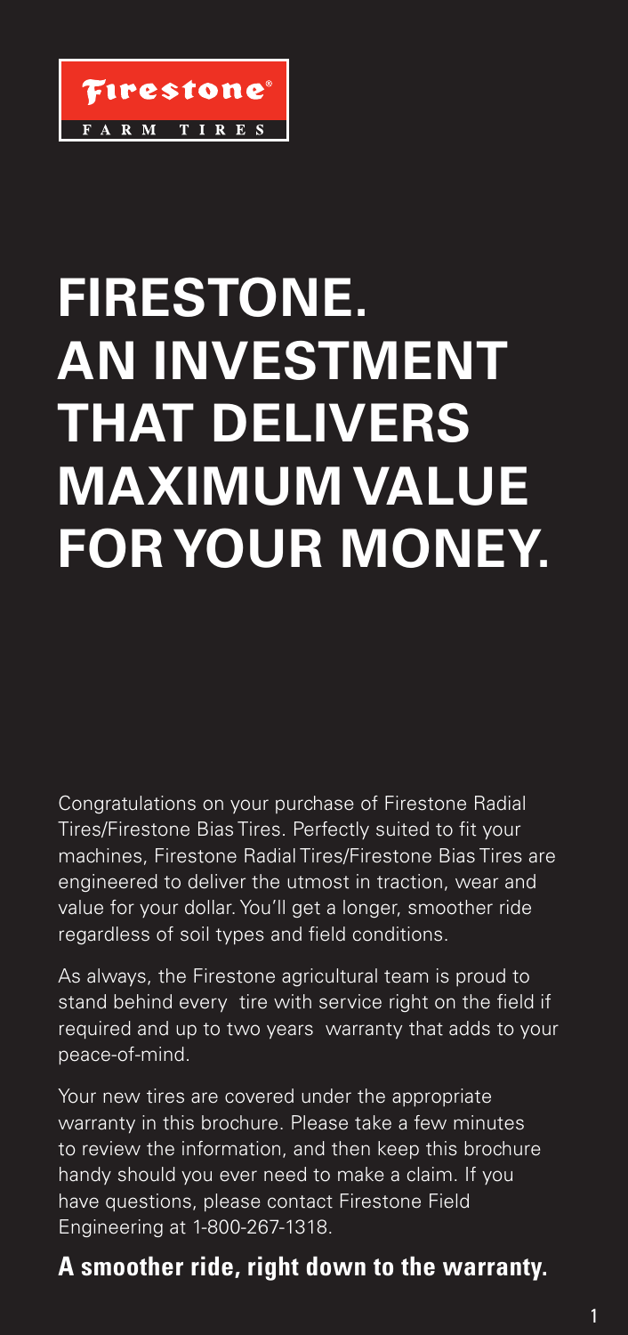Firestone®
FARM TIRES

# FIRESTONE. AN INVESTMENT THAT DELIVERS MAXIMUM VALUE FOR YOUR MONEY.

Congratulations on your purchase of Firestone Radial Tires/Firestone Bias Tires. Perfectly suited to fit your machines, Firestone Radial Tires/Firestone Bias Tires are engineered to deliver the utmost in traction, wear and value for your dollar. You'll get a longer, smoother ride regardless of soil types and field conditions.

As always, the Firestone agricultural team is proud to stand behind every tire with service right on the field if required and up to two years warranty that adds to your peace-of-mind.

Your new tires are covered under the appropriate warranty in this brochure. Please take a few minutes to review the information, and then keep this brochure handy should you ever need to make a claim. If you have questions, please contact Firestone Field Engineering at 1-800-267-1318.

**A smoother ride, right down to the warranty.**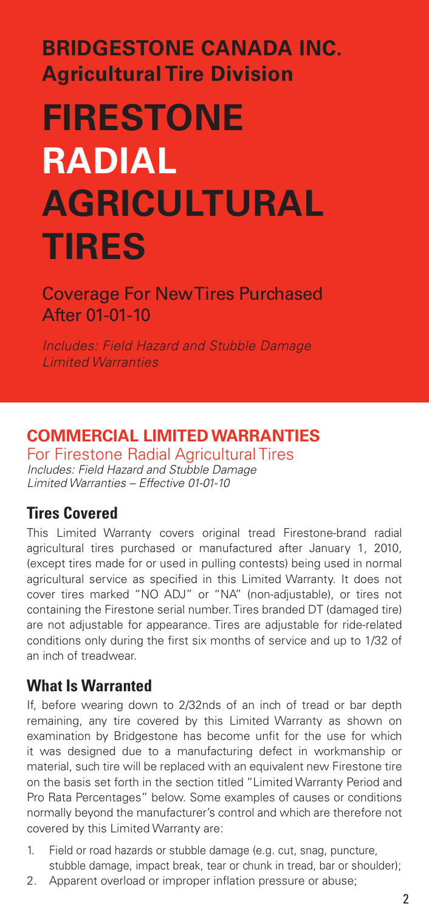## BRIDGESTONE CANADA INC.
## Agricultural Tire Division

# FIRESTONE RADIAL AGRICULTURAL TIRES

Coverage For New Tires Purchased After 01-01-10

*Includes: Field Hazard and Stubble Damage Limited Warranties*

## COMMERCIAL LIMITED WARRANTIES

For Firestone Radial Agricultural Tires

*Includes: Field Hazard and Stubble Damage Limited Warranties – Effective 01-01-10*

### Tires Covered

This Limited Warranty covers original tread Firestone-brand radial agricultural tires purchased or manufactured after January 1, 2010, (except tires made for or used in pulling contests) being used in normal agricultural service as specified in this Limited Warranty. It does not cover tires marked "NO ADJ" or "NA" (non-adjustable), or tires not containing the Firestone serial number. Tires branded DT (damaged tire) are not adjustable for appearance. Tires are adjustable for ride-related conditions only during the first six months of service and up to 1/32 of an inch of treadwear.

### What Is Warranted

If, before wearing down to 2/32nds of an inch of tread or bar depth remaining, any tire covered by this Limited Warranty as shown on examination by Bridgestone has become unfit for the use for which it was designed due to a manufacturing defect in workmanship or material, such tire will be replaced with an equivalent new Firestone tire on the basis set forth in the section titled "Limited Warranty Period and Pro Rata Percentages" below. Some examples of causes or conditions normally beyond the manufacturer's control and which are therefore not covered by this Limited Warranty are:

1. Field or road hazards or stubble damage (e.g. cut, snag, puncture, stubble damage, impact break, tear or chunk in tread, bar or shoulder);
2. Apparent overload or improper inflation pressure or abuse;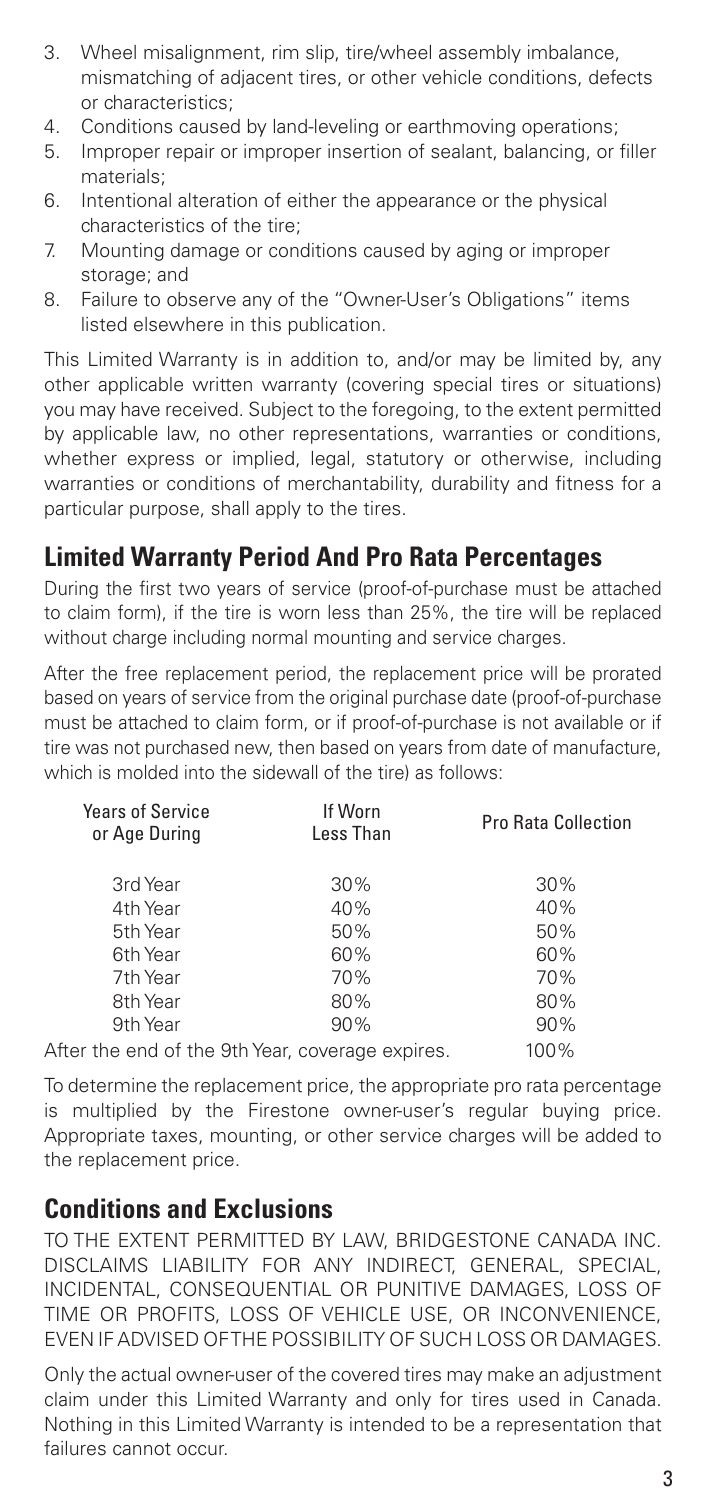3. Wheel misalignment, rim slip, tire/wheel assembly imbalance, mismatching of adjacent tires, or other vehicle conditions, defects or characteristics;
4. Conditions caused by land-leveling or earthmoving operations;
5. Improper repair or improper insertion of sealant, balancing, or filler materials;
6. Intentional alteration of either the appearance or the physical characteristics of the tire;
7. Mounting damage or conditions caused by aging or improper storage; and
8. Failure to observe any of the "Owner-User's Obligations" items listed elsewhere in this publication.

This Limited Warranty is in addition to, and/or may be limited by, any other applicable written warranty (covering special tires or situations) you may have received. Subject to the foregoing, to the extent permitted by applicable law, no other representations, warranties or conditions, whether express or implied, legal, statutory or otherwise, including warranties or conditions of merchantability, durability and fitness for a particular purpose, shall apply to the tires.

## Limited Warranty Period And Pro Rata Percentages

During the first two years of service (proof-of-purchase must be attached to claim form), if the tire is worn less than 25%, the tire will be replaced without charge including normal mounting and service charges.

After the free replacement period, the replacement price will be prorated based on years of service from the original purchase date (proof-of-purchase must be attached to claim form, or if proof-of-purchase is not available or if tire was not purchased new, then based on years from date of manufacture, which is molded into the sidewall of the tire) as follows:

| Years of Service or Age During | If Worn Less Than | Pro Rata Collection |
|---|---|---|
| 3rd Year | 30% | 30% |
| 4th Year | 40% | 40% |
| 5th Year | 50% | 50% |
| 6th Year | 60% | 60% |
| 7th Year | 70% | 70% |
| 8th Year | 80% | 80% |
| 9th Year | 90% | 90% |
| After the end of the 9th Year, coverage expires. | | 100% |

To determine the replacement price, the appropriate pro rata percentage is multiplied by the Firestone owner-user's regular buying price. Appropriate taxes, mounting, or other service charges will be added to the replacement price.

## Conditions and Exclusions

TO THE EXTENT PERMITTED BY LAW, BRIDGESTONE CANADA INC. DISCLAIMS LIABILITY FOR ANY INDIRECT, GENERAL, SPECIAL, INCIDENTAL, CONSEQUENTIAL OR PUNITIVE DAMAGES, LOSS OF TIME OR PROFITS, LOSS OF VEHICLE USE, OR INCONVENIENCE, EVEN IF ADVISED OF THE POSSIBILITY OF SUCH LOSS OR DAMAGES.

Only the actual owner-user of the covered tires may make an adjustment claim under this Limited Warranty and only for tires used in Canada. Nothing in this Limited Warranty is intended to be a representation that failures cannot occur.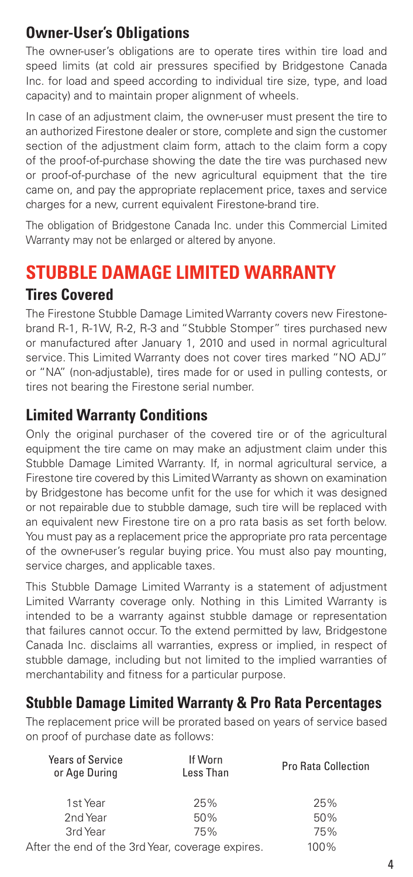## Owner-User's Obligations

The owner-user's obligations are to operate tires within tire load and speed limits (at cold air pressures specified by Bridgestone Canada Inc. for load and speed according to individual tire size, type, and load capacity) and to maintain proper alignment of wheels.

In case of an adjustment claim, the owner-user must present the tire to an authorized Firestone dealer or store, complete and sign the customer section of the adjustment claim form, attach to the claim form a copy of the proof-of-purchase showing the date the tire was purchased new or proof-of-purchase of the new agricultural equipment that the tire came on, and pay the appropriate replacement price, taxes and service charges for a new, current equivalent Firestone-brand tire.

The obligation of Bridgestone Canada Inc. under this Commercial Limited Warranty may not be enlarged or altered by anyone.

# STUBBLE DAMAGE LIMITED WARRANTY

## Tires Covered

The Firestone Stubble Damage Limited Warranty covers new Firestone-brand R-1, R-1W, R-2, R-3 and "Stubble Stomper" tires purchased new or manufactured after January 1, 2010 and used in normal agricultural service. This Limited Warranty does not cover tires marked "NO ADJ" or "NA" (non-adjustable), tires made for or used in pulling contests, or tires not bearing the Firestone serial number.

## Limited Warranty Conditions

Only the original purchaser of the covered tire or of the agricultural equipment the tire came on may make an adjustment claim under this Stubble Damage Limited Warranty. If, in normal agricultural service, a Firestone tire covered by this Limited Warranty as shown on examination by Bridgestone has become unfit for the use for which it was designed or not repairable due to stubble damage, such tire will be replaced with an equivalent new Firestone tire on a pro rata basis as set forth below. You must pay as a replacement price the appropriate pro rata percentage of the owner-user's regular buying price. You must also pay mounting, service charges, and applicable taxes.

This Stubble Damage Limited Warranty is a statement of adjustment Limited Warranty coverage only. Nothing in this Limited Warranty is intended to be a warranty against stubble damage or representation that failures cannot occur. To the extend permitted by law, Bridgestone Canada Inc. disclaims all warranties, express or implied, in respect of stubble damage, including but not limited to the implied warranties of merchantability and fitness for a particular purpose.

## Stubble Damage Limited Warranty & Pro Rata Percentages

The replacement price will be prorated based on years of service based on proof of purchase date as follows:

| Years of Service or Age During | If Worn Less Than | Pro Rata Collection |
|---|---|---|
| 1st Year | 25% | 25% |
| 2nd Year | 50% | 50% |
| 3rd Year | 75% | 75% |
| After the end of the 3rd Year, coverage expires. | | 100% |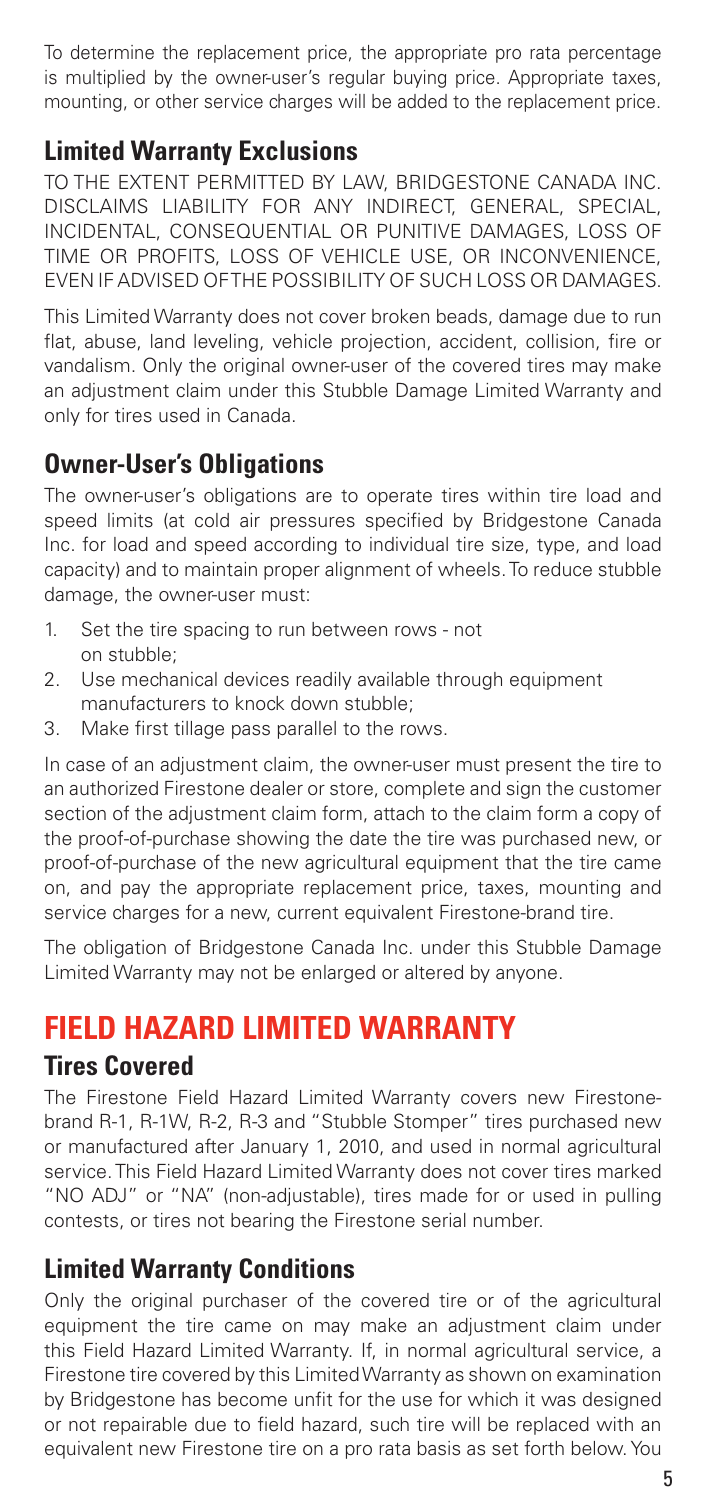To determine the replacement price, the appropriate pro rata percentage is multiplied by the owner-user's regular buying price. Appropriate taxes, mounting, or other service charges will be added to the replacement price.

### Limited Warranty Exclusions

TO THE EXTENT PERMITTED BY LAW, BRIDGESTONE CANADA INC. DISCLAIMS LIABILITY FOR ANY INDIRECT, GENERAL, SPECIAL, INCIDENTAL, CONSEQUENTIAL OR PUNITIVE DAMAGES, LOSS OF TIME OR PROFITS, LOSS OF VEHICLE USE, OR INCONVENIENCE, EVEN IF ADVISED OF THE POSSIBILITY OF SUCH LOSS OR DAMAGES.

This Limited Warranty does not cover broken beads, damage due to run flat, abuse, land leveling, vehicle projection, accident, collision, fire or vandalism. Only the original owner-user of the covered tires may make an adjustment claim under this Stubble Damage Limited Warranty and only for tires used in Canada.

### Owner-User's Obligations

The owner-user's obligations are to operate tires within tire load and speed limits (at cold air pressures specified by Bridgestone Canada Inc. for load and speed according to individual tire size, type, and load capacity) and to maintain proper alignment of wheels. To reduce stubble damage, the owner-user must:

1. Set the tire spacing to run between rows - not on stubble;
2. Use mechanical devices readily available through equipment manufacturers to knock down stubble;
3. Make first tillage pass parallel to the rows.

In case of an adjustment claim, the owner-user must present the tire to an authorized Firestone dealer or store, complete and sign the customer section of the adjustment claim form, attach to the claim form a copy of the proof-of-purchase showing the date the tire was purchased new, or proof-of-purchase of the new agricultural equipment that the tire came on, and pay the appropriate replacement price, taxes, mounting and service charges for a new, current equivalent Firestone-brand tire.

The obligation of Bridgestone Canada Inc. under this Stubble Damage Limited Warranty may not be enlarged or altered by anyone.

## FIELD HAZARD LIMITED WARRANTY

### Tires Covered

The Firestone Field Hazard Limited Warranty covers new Firestone-brand R-1, R-1W, R-2, R-3 and "Stubble Stomper" tires purchased new or manufactured after January 1, 2010, and used in normal agricultural service. This Field Hazard Limited Warranty does not cover tires marked "NO ADJ" or "NA" (non-adjustable), tires made for or used in pulling contests, or tires not bearing the Firestone serial number.

### Limited Warranty Conditions

Only the original purchaser of the covered tire or of the agricultural equipment the tire came on may make an adjustment claim under this Field Hazard Limited Warranty. If, in normal agricultural service, a Firestone tire covered by this Limited Warranty as shown on examination by Bridgestone has become unfit for the use for which it was designed or not repairable due to field hazard, such tire will be replaced with an equivalent new Firestone tire on a pro rata basis as set forth below. You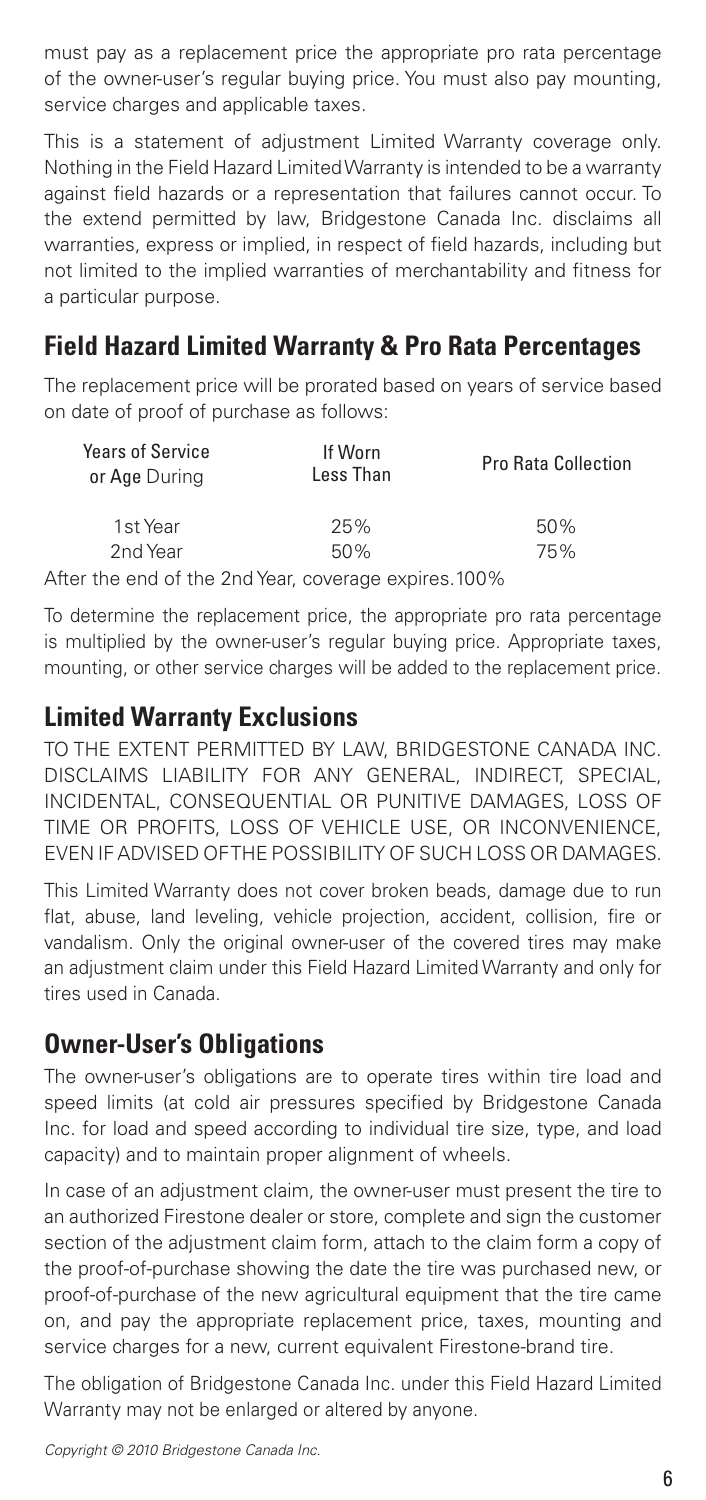must pay as a replacement price the appropriate pro rata percentage of the owner-user's regular buying price. You must also pay mounting, service charges and applicable taxes.

This is a statement of adjustment Limited Warranty coverage only. Nothing in the Field Hazard Limited Warranty is intended to be a warranty against field hazards or a representation that failures cannot occur. To the extend permitted by law, Bridgestone Canada Inc. disclaims all warranties, express or implied, in respect of field hazards, including but not limited to the implied warranties of merchantability and fitness for a particular purpose.

## Field Hazard Limited Warranty & Pro Rata Percentages

The replacement price will be prorated based on years of service based on date of proof of purchase as follows:

| Years of Service or Age During | If Worn Less Than | Pro Rata Collection |
|---|---|---|
| 1st Year | 25% | 50% |
| 2nd Year | 50% | 75% |

After the end of the 2nd Year, coverage expires.100%

To determine the replacement price, the appropriate pro rata percentage is multiplied by the owner-user's regular buying price. Appropriate taxes, mounting, or other service charges will be added to the replacement price.

## Limited Warranty Exclusions

TO THE EXTENT PERMITTED BY LAW, BRIDGESTONE CANADA INC. DISCLAIMS LIABILITY FOR ANY GENERAL, INDIRECT, SPECIAL, INCIDENTAL, CONSEQUENTIAL OR PUNITIVE DAMAGES, LOSS OF TIME OR PROFITS, LOSS OF VEHICLE USE, OR INCONVENIENCE, EVEN IF ADVISED OF THE POSSIBILITY OF SUCH LOSS OR DAMAGES.

This Limited Warranty does not cover broken beads, damage due to run flat, abuse, land leveling, vehicle projection, accident, collision, fire or vandalism. Only the original owner-user of the covered tires may make an adjustment claim under this Field Hazard Limited Warranty and only for tires used in Canada.

## Owner-User's Obligations

The owner-user's obligations are to operate tires within tire load and speed limits (at cold air pressures specified by Bridgestone Canada Inc. for load and speed according to individual tire size, type, and load capacity) and to maintain proper alignment of wheels.

In case of an adjustment claim, the owner-user must present the tire to an authorized Firestone dealer or store, complete and sign the customer section of the adjustment claim form, attach to the claim form a copy of the proof-of-purchase showing the date the tire was purchased new, or proof-of-purchase of the new agricultural equipment that the tire came on, and pay the appropriate replacement price, taxes, mounting and service charges for a new, current equivalent Firestone-brand tire.

The obligation of Bridgestone Canada Inc. under this Field Hazard Limited Warranty may not be enlarged or altered by anyone.

*Copyright © 2010 Bridgestone Canada Inc.*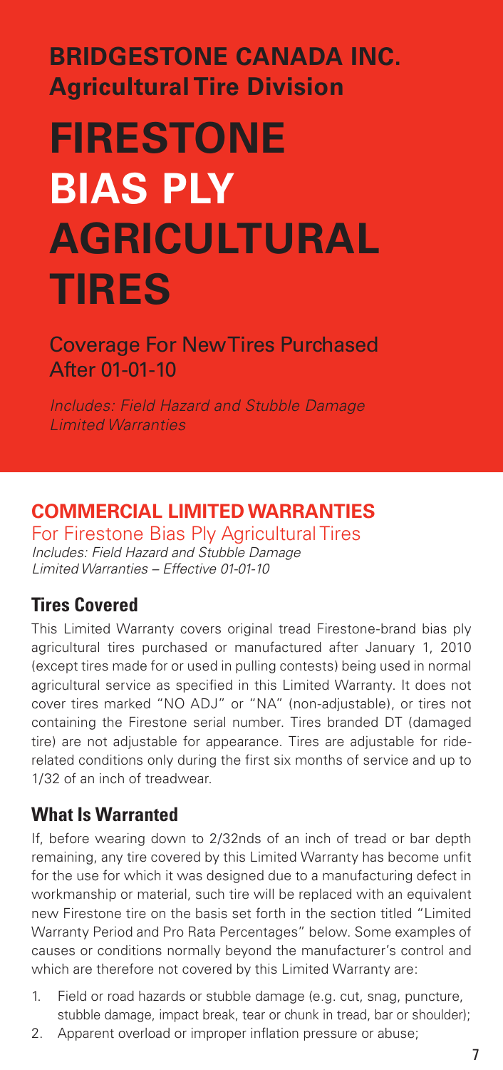# BRIDGESTONE CANADA INC.
## Agricultural Tire Division

# FIRESTONE BIAS PLY AGRICULTURAL TIRES

Coverage For New Tires Purchased After 01-01-10

*Includes: Field Hazard and Stubble Damage Limited Warranties*

## COMMERCIAL LIMITED WARRANTIES

For Firestone Bias Ply Agricultural Tires

*Includes: Field Hazard and Stubble Damage Limited Warranties – Effective 01-01-10*

### Tires Covered

This Limited Warranty covers original tread Firestone-brand bias ply agricultural tires purchased or manufactured after January 1, 2010 (except tires made for or used in pulling contests) being used in normal agricultural service as specified in this Limited Warranty. It does not cover tires marked "NO ADJ" or "NA" (non-adjustable), or tires not containing the Firestone serial number. Tires branded DT (damaged tire) are not adjustable for appearance. Tires are adjustable for ride-related conditions only during the first six months of service and up to 1/32 of an inch of treadwear.

### What Is Warranted

If, before wearing down to 2/32nds of an inch of tread or bar depth remaining, any tire covered by this Limited Warranty has become unfit for the use for which it was designed due to a manufacturing defect in workmanship or material, such tire will be replaced with an equivalent new Firestone tire on the basis set forth in the section titled "Limited Warranty Period and Pro Rata Percentages" below. Some examples of causes or conditions normally beyond the manufacturer's control and which are therefore not covered by this Limited Warranty are:

1. Field or road hazards or stubble damage (e.g. cut, snag, puncture, stubble damage, impact break, tear or chunk in tread, bar or shoulder);
2. Apparent overload or improper inflation pressure or abuse;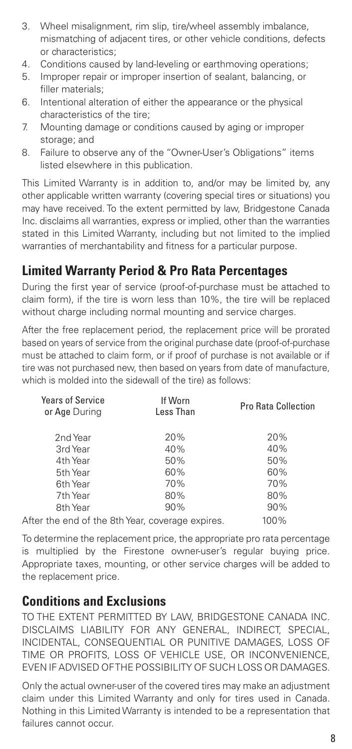3. Wheel misalignment, rim slip, tire/wheel assembly imbalance, mismatching of adjacent tires, or other vehicle conditions, defects or characteristics;
4. Conditions caused by land-leveling or earthmoving operations;
5. Improper repair or improper insertion of sealant, balancing, or filler materials;
6. Intentional alteration of either the appearance or the physical characteristics of the tire;
7. Mounting damage or conditions caused by aging or improper storage; and
8. Failure to observe any of the "Owner-User's Obligations" items listed elsewhere in this publication.

This Limited Warranty is in addition to, and/or may be limited by, any other applicable written warranty (covering special tires or situations) you may have received. To the extent permitted by law, Bridgestone Canada Inc. disclaims all warranties, express or implied, other than the warranties stated in this Limited Warranty, including but not limited to the implied warranties of merchantability and fitness for a particular purpose.

## Limited Warranty Period & Pro Rata Percentages

During the first year of service (proof-of-purchase must be attached to claim form), if the tire is worn less than 10%, the tire will be replaced without charge including normal mounting and service charges.

After the free replacement period, the replacement price will be prorated based on years of service from the original purchase date (proof-of-purchase must be attached to claim form, or if proof of purchase is not available or if tire was not purchased new, then based on years from date of manufacture, which is molded into the sidewall of the tire) as follows:

| Years of Service or Age During | If Worn Less Than | Pro Rata Collection |
|---|---|---|
| 2nd Year | 20% | 20% |
| 3rd Year | 40% | 40% |
| 4th Year | 50% | 50% |
| 5th Year | 60% | 60% |
| 6th Year | 70% | 70% |
| 7th Year | 80% | 80% |
| 8th Year | 90% | 90% |
| After the end of the 8th Year, coverage expires. | | 100% |

To determine the replacement price, the appropriate pro rata percentage is multiplied by the Firestone owner-user's regular buying price. Appropriate taxes, mounting, or other service charges will be added to the replacement price.

## Conditions and Exclusions

TO THE EXTENT PERMITTED BY LAW, BRIDGESTONE CANADA INC. DISCLAIMS LIABILITY FOR ANY GENERAL, INDIRECT, SPECIAL, INCIDENTAL, CONSEQUENTIAL OR PUNITIVE DAMAGES, LOSS OF TIME OR PROFITS, LOSS OF VEHICLE USE, OR INCONVENIENCE, EVEN IF ADVISED OF THE POSSIBILITY OF SUCH LOSS OR DAMAGES.

Only the actual owner-user of the covered tires may make an adjustment claim under this Limited Warranty and only for tires used in Canada. Nothing in this Limited Warranty is intended to be a representation that failures cannot occur.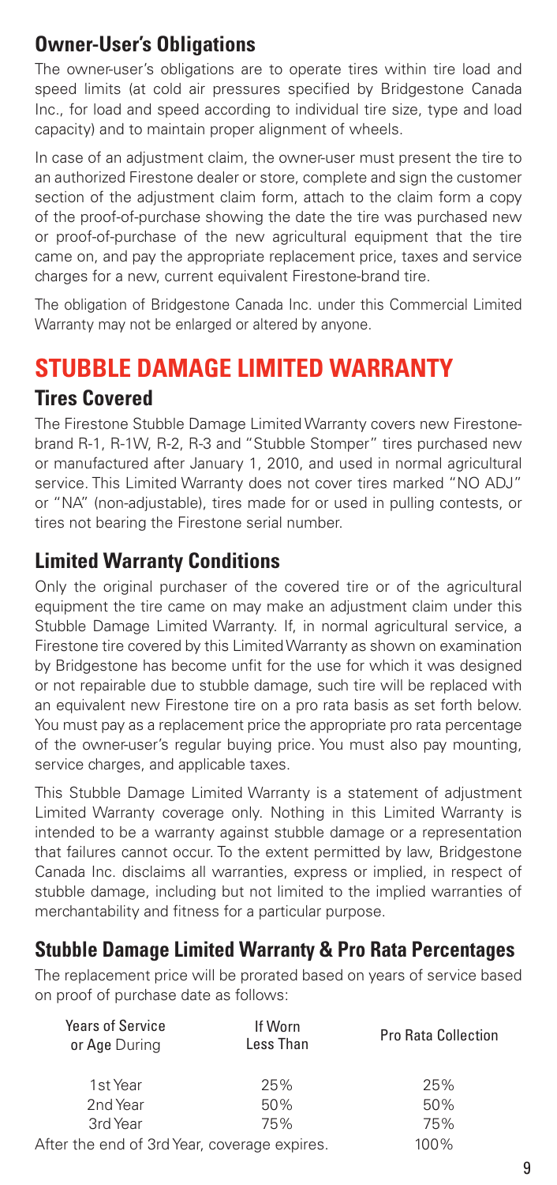## Owner-User's Obligations

The owner-user's obligations are to operate tires within tire load and speed limits (at cold air pressures specified by Bridgestone Canada Inc., for load and speed according to individual tire size, type and load capacity) and to maintain proper alignment of wheels.

In case of an adjustment claim, the owner-user must present the tire to an authorized Firestone dealer or store, complete and sign the customer section of the adjustment claim form, attach to the claim form a copy of the proof-of-purchase showing the date the tire was purchased new or proof-of-purchase of the new agricultural equipment that the tire came on, and pay the appropriate replacement price, taxes and service charges for a new, current equivalent Firestone-brand tire.

The obligation of Bridgestone Canada Inc. under this Commercial Limited Warranty may not be enlarged or altered by anyone.

# STUBBLE DAMAGE LIMITED WARRANTY

## Tires Covered

The Firestone Stubble Damage Limited Warranty covers new Firestone-brand R-1, R-1W, R-2, R-3 and "Stubble Stomper" tires purchased new or manufactured after January 1, 2010, and used in normal agricultural service. This Limited Warranty does not cover tires marked "NO ADJ" or "NA" (non-adjustable), tires made for or used in pulling contests, or tires not bearing the Firestone serial number.

## Limited Warranty Conditions

Only the original purchaser of the covered tire or of the agricultural equipment the tire came on may make an adjustment claim under this Stubble Damage Limited Warranty. If, in normal agricultural service, a Firestone tire covered by this Limited Warranty as shown on examination by Bridgestone has become unfit for the use for which it was designed or not repairable due to stubble damage, such tire will be replaced with an equivalent new Firestone tire on a pro rata basis as set forth below. You must pay as a replacement price the appropriate pro rata percentage of the owner-user's regular buying price. You must also pay mounting, service charges, and applicable taxes.

This Stubble Damage Limited Warranty is a statement of adjustment Limited Warranty coverage only. Nothing in this Limited Warranty is intended to be a warranty against stubble damage or a representation that failures cannot occur. To the extent permitted by law, Bridgestone Canada Inc. disclaims all warranties, express or implied, in respect of stubble damage, including but not limited to the implied warranties of merchantability and fitness for a particular purpose.

## Stubble Damage Limited Warranty & Pro Rata Percentages

The replacement price will be prorated based on years of service based on proof of purchase date as follows:

| Years of Service or Age During | If Worn Less Than | Pro Rata Collection |
|---|---|---|
| 1st Year | 25% | 25% |
| 2nd Year | 50% | 50% |
| 3rd Year | 75% | 75% |
| After the end of 3rd Year, coverage expires. | | 100% |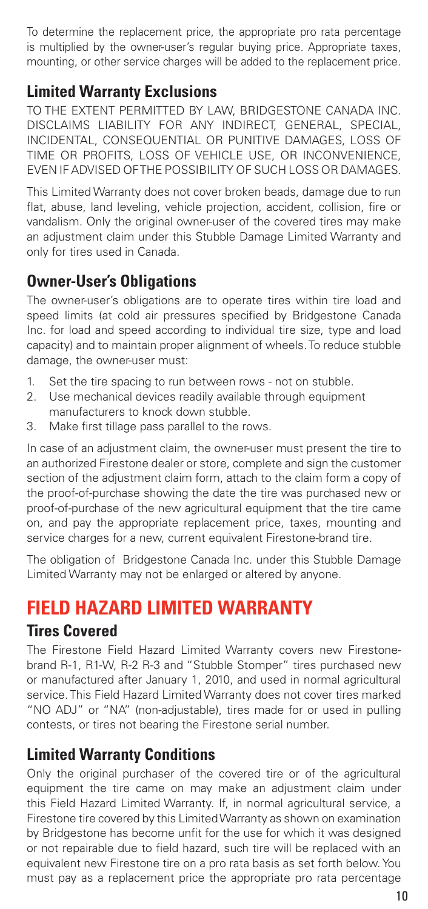To determine the replacement price, the appropriate pro rata percentage is multiplied by the owner-user's regular buying price. Appropriate taxes, mounting, or other service charges will be added to the replacement price.

### Limited Warranty Exclusions

TO THE EXTENT PERMITTED BY LAW, BRIDGESTONE CANADA INC. DISCLAIMS LIABILITY FOR ANY INDIRECT, GENERAL, SPECIAL, INCIDENTAL, CONSEQUENTIAL OR PUNITIVE DAMAGES, LOSS OF TIME OR PROFITS, LOSS OF VEHICLE USE, OR INCONVENIENCE, EVEN IF ADVISED OF THE POSSIBILITY OF SUCH LOSS OR DAMAGES.

This Limited Warranty does not cover broken beads, damage due to run flat, abuse, land leveling, vehicle projection, accident, collision, fire or vandalism. Only the original owner-user of the covered tires may make an adjustment claim under this Stubble Damage Limited Warranty and only for tires used in Canada.

### Owner-User's Obligations

The owner-user's obligations are to operate tires within tire load and speed limits (at cold air pressures specified by Bridgestone Canada Inc. for load and speed according to individual tire size, type and load capacity) and to maintain proper alignment of wheels. To reduce stubble damage, the owner-user must:

1. Set the tire spacing to run between rows - not on stubble.
2. Use mechanical devices readily available through equipment manufacturers to knock down stubble.
3. Make first tillage pass parallel to the rows.

In case of an adjustment claim, the owner-user must present the tire to an authorized Firestone dealer or store, complete and sign the customer section of the adjustment claim form, attach to the claim form a copy of the proof-of-purchase showing the date the tire was purchased new or proof-of-purchase of the new agricultural equipment that the tire came on, and pay the appropriate replacement price, taxes, mounting and service charges for a new, current equivalent Firestone-brand tire.

The obligation of Bridgestone Canada Inc. under this Stubble Damage Limited Warranty may not be enlarged or altered by anyone.

## FIELD HAZARD LIMITED WARRANTY

### Tires Covered

The Firestone Field Hazard Limited Warranty covers new Firestone-brand R-1, R1-W, R-2 R-3 and "Stubble Stomper" tires purchased new or manufactured after January 1, 2010, and used in normal agricultural service. This Field Hazard Limited Warranty does not cover tires marked "NO ADJ" or "NA" (non-adjustable), tires made for or used in pulling contests, or tires not bearing the Firestone serial number.

### Limited Warranty Conditions

Only the original purchaser of the covered tire or of the agricultural equipment the tire came on may make an adjustment claim under this Field Hazard Limited Warranty. If, in normal agricultural service, a Firestone tire covered by this Limited Warranty as shown on examination by Bridgestone has become unfit for the use for which it was designed or not repairable due to field hazard, such tire will be replaced with an equivalent new Firestone tire on a pro rata basis as set forth below. You must pay as a replacement price the appropriate pro rata percentage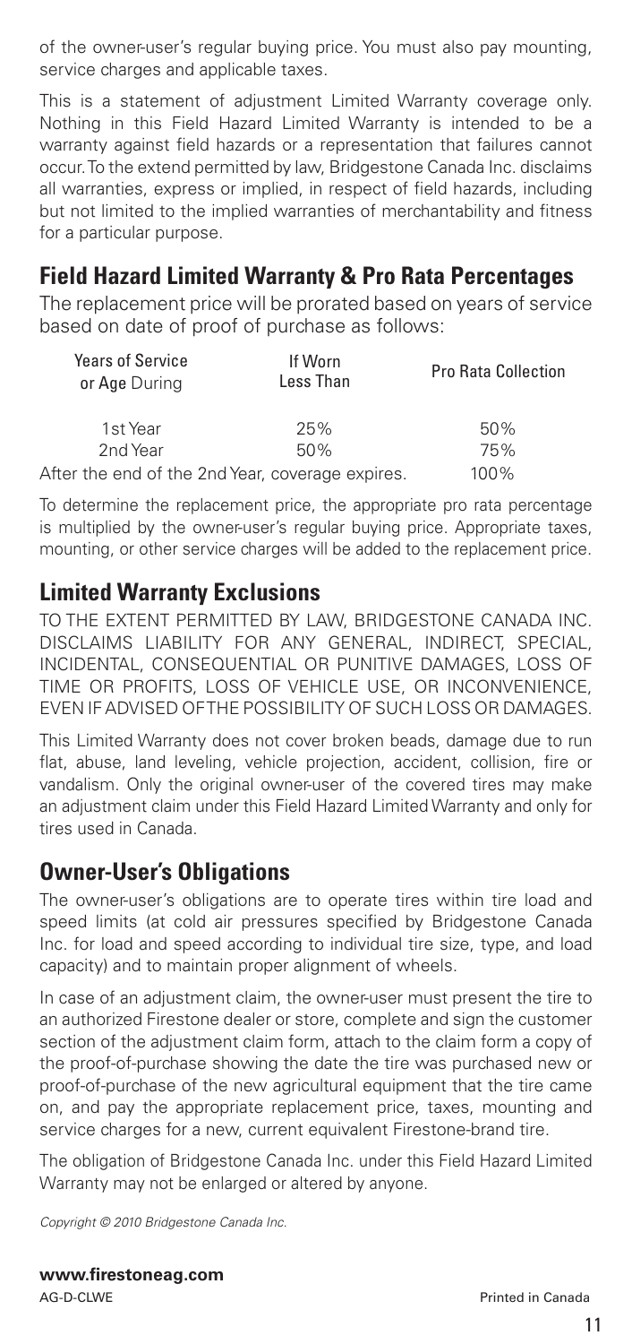of the owner-user's regular buying price. You must also pay mounting, service charges and applicable taxes.

This is a statement of adjustment Limited Warranty coverage only. Nothing in this Field Hazard Limited Warranty is intended to be a warranty against field hazards or a representation that failures cannot occur. To the extend permitted by law, Bridgestone Canada Inc. disclaims all warranties, express or implied, in respect of field hazards, including but not limited to the implied warranties of merchantability and fitness for a particular purpose.

## Field Hazard Limited Warranty & Pro Rata Percentages

The replacement price will be prorated based on years of service based on date of proof of purchase as follows:

| Years of Service or Age During | If Worn Less Than | Pro Rata Collection |
|---|---|---|
| 1st Year | 25% | 50% |
| 2nd Year | 50% | 75% |
| After the end of the 2nd Year, coverage expires. | | 100% |

To determine the replacement price, the appropriate pro rata percentage is multiplied by the owner-user's regular buying price. Appropriate taxes, mounting, or other service charges will be added to the replacement price.

## Limited Warranty Exclusions

TO THE EXTENT PERMITTED BY LAW, BRIDGESTONE CANADA INC. DISCLAIMS LIABILITY FOR ANY GENERAL, INDIRECT, SPECIAL, INCIDENTAL, CONSEQUENTIAL OR PUNITIVE DAMAGES, LOSS OF TIME OR PROFITS, LOSS OF VEHICLE USE, OR INCONVENIENCE, EVEN IF ADVISED OF THE POSSIBILITY OF SUCH LOSS OR DAMAGES.

This Limited Warranty does not cover broken beads, damage due to run flat, abuse, land leveling, vehicle projection, accident, collision, fire or vandalism. Only the original owner-user of the covered tires may make an adjustment claim under this Field Hazard Limited Warranty and only for tires used in Canada.

## Owner-User's Obligations

The owner-user's obligations are to operate tires within tire load and speed limits (at cold air pressures specified by Bridgestone Canada Inc. for load and speed according to individual tire size, type, and load capacity) and to maintain proper alignment of wheels.

In case of an adjustment claim, the owner-user must present the tire to an authorized Firestone dealer or store, complete and sign the customer section of the adjustment claim form, attach to the claim form a copy of the proof-of-purchase showing the date the tire was purchased new or proof-of-purchase of the new agricultural equipment that the tire came on, and pay the appropriate replacement price, taxes, mounting and service charges for a new, current equivalent Firestone-brand tire.

The obligation of Bridgestone Canada Inc. under this Field Hazard Limited Warranty may not be enlarged or altered by anyone.

*Copyright © 2010 Bridgestone Canada Inc.*

**www.firestoneag.com**

AG-D-CLWE

Printed in Canada